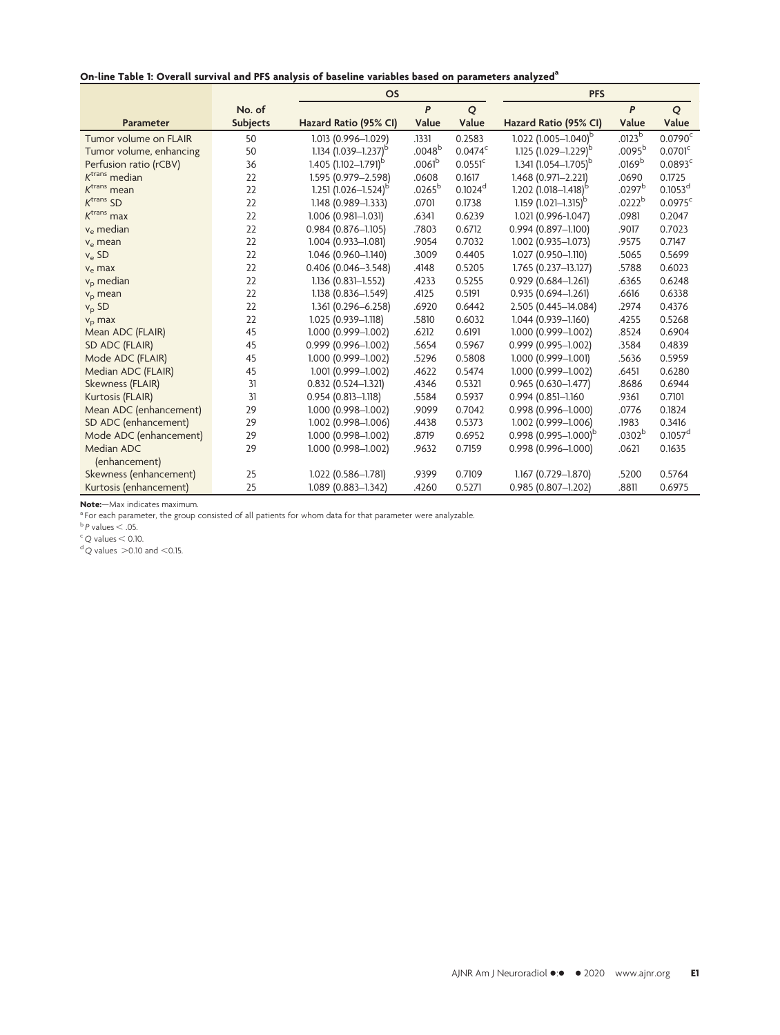**On-line Table 1: Overall survival and PFS analysis of baseline variables based on parameters analyzed**[a]

| Parameter | No. of Subjects | OS | | | PFS | | |
|---|---|---|---|---|---|---|---|
| | | Hazard Ratio (95% CI) | *P* Value | *Q* Value | Hazard Ratio (95% CI) | *P* Value | *Q* Value |
| Tumor volume on FLAIR | 50 | 1.013 (0.996–1.029) | .1331 | 0.2583 | 1.022 (1.005–1.040)[b] | .0123[b] | 0.0790[c] |
| Tumor volume, enhancing | 50 | 1.134 (1.039–1.237)[b] | .0048[b] | 0.0474[c] | 1.125 (1.029–1.229)[b] | .0095[b] | 0.0701[c] |
| Perfusion ratio (rCBV) | 36 | 1.405 (1.102–1.791)[b] | .0061[b] | 0.0551[c] | 1.341 (1.054–1.705)[b] | .0169[b] | 0.0893[c] |
| $K^{trans}$ median | 22 | 1.595 (0.979–2.598) | .0608 | 0.1617 | 1.468 (0.971–2.221) | .0690 | 0.1725 |
| $K^{trans}$ mean | 22 | 1.251 (1.026–1.524)[b] | .0265[b] | 0.1024[d] | 1.202 (1.018–1.418)[b] | .0297[b] | 0.1053[d] |
| $K^{trans}$ SD | 22 | 1.148 (0.989–1.333) | .0701 | 0.1738 | 1.159 (1.021–1.315)[b] | .0222[b] | 0.0975[c] |
| $K^{trans}$ max | 22 | 1.006 (0.981–1.031) | .6341 | 0.6239 | 1.021 (0.996-1.047) | .0981 | 0.2047 |
| $v_e$ median | 22 | 0.984 (0.876–1.105) | .7803 | 0.6712 | 0.994 (0.897–1.100) | .9017 | 0.7023 |
| $v_e$ mean | 22 | 1.004 (0.933–1.081) | .9054 | 0.7032 | 1.002 (0.935–1.073) | .9575 | 0.7147 |
| $v_e$ SD | 22 | 1.046 (0.960–1.140) | .3009 | 0.4405 | 1.027 (0.950–1.110) | .5065 | 0.5699 |
| $v_e$ max | 22 | 0.406 (0.046–3.548) | .4148 | 0.5205 | 1.765 (0.237–13.127) | .5788 | 0.6023 |
| $v_p$ median | 22 | 1.136 (0.831–1.552) | .4233 | 0.5255 | 0.929 (0.684–1.261) | .6365 | 0.6248 |
| $v_p$ mean | 22 | 1.138 (0.836–1.549) | .4125 | 0.5191 | 0.935 (0.694–1.261) | .6616 | 0.6338 |
| $v_p$ SD | 22 | 1.361 (0.296–6.258) | .6920 | 0.6442 | 2.505 (0.445–14.084) | .2974 | 0.4376 |
| $v_p$ max | 22 | 1.025 (0.939–1.118) | .5810 | 0.6032 | 1.044 (0.939–1.160) | .4255 | 0.5268 |
| Mean ADC (FLAIR) | 45 | 1.000 (0.999–1.002) | .6212 | 0.6191 | 1.000 (0.999–1.002) | .8524 | 0.6904 |
| SD ADC (FLAIR) | 45 | 0.999 (0.996–1.002) | .5654 | 0.5967 | 0.999 (0.995–1.002) | .3584 | 0.4839 |
| Mode ADC (FLAIR) | 45 | 1.000 (0.999–1.002) | .5296 | 0.5808 | 1.000 (0.999–1.001) | .5636 | 0.5959 |
| Median ADC (FLAIR) | 45 | 1.001 (0.999–1.002) | .4622 | 0.5474 | 1.000 (0.999–1.002) | .6451 | 0.6280 |
| Skewness (FLAIR) | 31 | 0.832 (0.524–1.321) | .4346 | 0.5321 | 0.965 (0.630–1.477) | .8686 | 0.6944 |
| Kurtosis (FLAIR) | 31 | 0.954 (0.813–1.118) | .5584 | 0.5937 | 0.994 (0.851–1.160 | .9361 | 0.7101 |
| Mean ADC (enhancement) | 29 | 1.000 (0.998–1.002) | .9099 | 0.7042 | 0.998 (0.996–1.000) | .0776 | 0.1824 |
| SD ADC (enhancement) | 29 | 1.002 (0.998–1.006) | .4438 | 0.5373 | 1.002 (0.999–1.006) | .1983 | 0.3416 |
| Mode ADC (enhancement) | 29 | 1.000 (0.998–1.002) | .8719 | 0.6952 | 0.998 (0.995–1.000)[b] | .0302[b] | 0.1057[d] |
| Median ADC (enhancement) | 29 | 1.000 (0.998–1.002) | .9632 | 0.7159 | 0.998 (0.996–1.000) | .0621 | 0.1635 |
| Skewness (enhancement) | 25 | 1.022 (0.586–1.781) | .9399 | 0.7109 | 1.167 (0.729–1.870) | .5200 | 0.5764 |
| Kurtosis (enhancement) | 25 | 1.089 (0.883–1.342) | .4260 | 0.5271 | 0.985 (0.807–1.202) | .8811 | 0.6975 |

**Note:**—Max indicates maximum.

[a] For each parameter, the group consisted of all patients for whom data for that parameter were analyzable.

[b] $P$ values $< .05$.

[c] $Q$ values $< 0.10$.

[d] $Q$ values $>0.10$ and $<0.15$.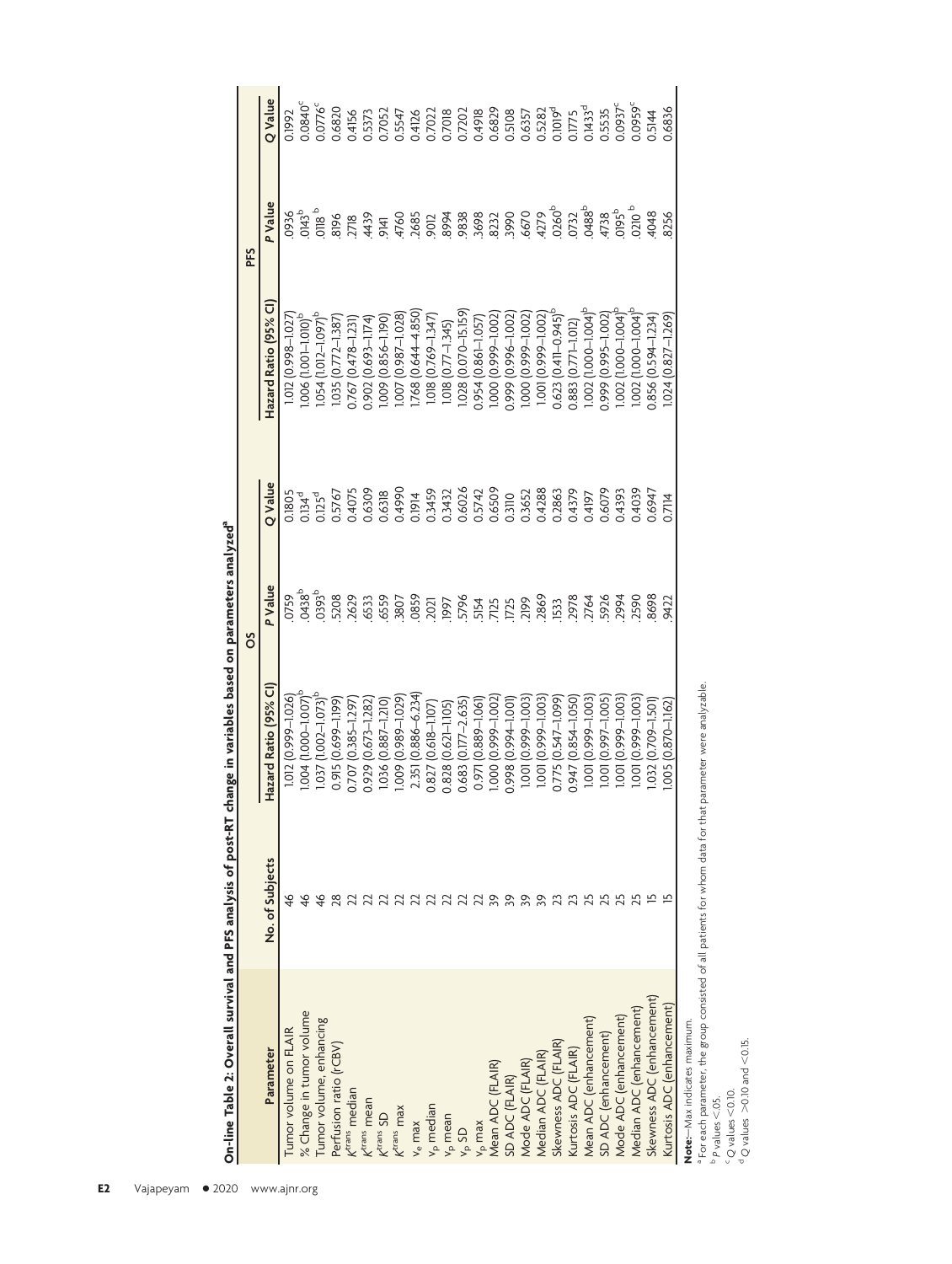**On-line Table 2: Overall survival and PFS analysis of post-RT change in variables based on parameters analyzed[a]**

| Parameter | No. of Subjects | OS | | | PFS | | |
|---|---|---|---|---|---|---|---|
| | | Hazard Ratio (95% CI) | P Value | Q Value | Hazard Ratio (95% CI) | P Value | Q Value |
| Tumor volume on FLAIR | 46 | 1.012 (0.999–1.026) | .0759 | 0.1805 | 1.012 (0.998–1.027) | .0936 | 0.1992 |
| % Change in tumor volume | 46 | 1.004 (1.000–1.007)[b] | .0438[b] | 0.134[d] | 1.006 (1.001–1.010)[b] | .0143[b] | 0.0840[c] |
| Tumor volume, enhancing | 46 | 1.037 (1.002–1.073)[b] | .0393[b] | 0.125[d] | 1.054 (1.012–1.097)[b] | .0118 [b] | 0.0776[c] |
| Perfusion ratio (rCBV) | 28 | 0.915 (0.699–1.199) | .5208 | 0.5767 | 1.035 (0.772–1.387) | .8196 | 0.6820 |
| $K^{trans}$ median | 22 | 0.707 (0.385–1.297) | .2629 | 0.4075 | 0.767 (0.478–1.231) | .2718 | 0.4156 |
| $K^{trans}$ mean | 22 | 0.929 (0.673–1.282) | .6533 | 0.6309 | 0.902 (0.693–1.174) | .4439 | 0.5373 |
| $K^{trans}$ SD | 22 | 1.036 (0.887–1.210) | .6559 | 0.6318 | 1.009 (0.856–1.190) | .9141 | 0.7052 |
| $K^{trans}$ max | 22 | 1.009 (0.989–1.029) | .3807 | 0.4990 | 1.007 (0.987–1.028) | .4760 | 0.5547 |
| $v_e$ max | 22 | 2.351 (0.886–6.234) | .0859 | 0.1914 | 1.768 (0.644–4.850) | .2685 | 0.4126 |
| $v_p$ median | 22 | 0.827 (0.618–1.107) | .2021 | 0.3459 | 1.018 (0.769–1.347) | .9012 | 0.7022 |
| $v_p$ mean | 22 | 0.828 (0.621–1.105) | .1997 | 0.3432 | 1.018 (0.77–1.345) | .8994 | 0.7018 |
| $v_p$ SD | 22 | 0.683 (0.177–2.635) | .5796 | 0.6026 | 1.028 (0.070–15.159) | .9838 | 0.7202 |
| $v_p$ max | 22 | 0.971 (0.889–1.061) | .5154 | 0.5742 | 0.954 (0.861–1.057) | .3698 | 0.4918 |
| Mean ADC (FLAIR) | 39 | 1.000 (0.999–1.002) | .7125 | 0.6509 | 1.000 (0.999–1.002) | .8232 | 0.6829 |
| SD ADC (FLAIR) | 39 | 0.998 (0.994–1.001) | .1725 | 0.3110 | 0.999 (0.996–1.002) | .3990 | 0.5108 |
| Mode ADC (FLAIR) | 39 | 1.001 (0.999–1.003) | .2199 | 0.3652 | 1.000 (0.999–1.002) | .6670 | 0.6357 |
| Median ADC (FLAIR) | 39 | 1.001 (0.999–1.003) | .2869 | 0.4288 | 1.001 (0.999–1.002) | .4279 | 0.5282 |
| Skewness ADC (FLAIR) | 23 | 0.775 (0.547–1.099) | .1533 | 0.2863 | 0.623 (0.411–0.945)[b] | .0260[b] | 0.1019[d] |
| Kurtosis ADC (FLAIR) | 23 | 0.947 (0.854–1.050) | .2978 | 0.4379 | 0.883 (0.771–1.012) | .0732 | 0.1775 |
| Mean ADC (enhancement) | 25 | 1.001 (0.999–1.003) | .2764 | 0.4197 | 1.002 (1.000–1.004)[b] | .0488[b] | 0.1433[d] |
| SD ADC (enhancement) | 25 | 1.001 (0.997–1.005) | .5926 | 0.6079 | 0.999 (0.995–1.002) | .4738 | 0.5535 |
| Mode ADC (enhancement) | 25 | 1.001 (0.999–1.003) | .2994 | 0.4393 | 1.002 (1.000–1.004)[b] | .0195[b] | 0.0937[c] |
| Median ADC (enhancement) | 25 | 1.001 (0.999–1.003) | .2590 | 0.4039 | 1.002 (1.000–1.004)[b] | .0210 [b] | 0.0959[c] |
| Skewness ADC (enhancement) | 15 | 1.032 (0.709–1.501) | .8698 | 0.6947 | 0.856 (0.594–1.234) | .4048 | 0.5144 |
| Kurtosis ADC (enhancement) | 15 | 1.005 (0.870–1.162) | .9422 | 0.7114 | 1.024 (0.827–1.269) | .8256 | 0.6836 |

**Note:**—Max indicates maximum.

[a] For each parameter, the group consisted of all patients for whom data for that parameter were analyzable.

[b] $P$ values $<.05$.

[c] $Q$ values $<0.10$.

[d] $Q$ values $>0.10$ and $<0.15$.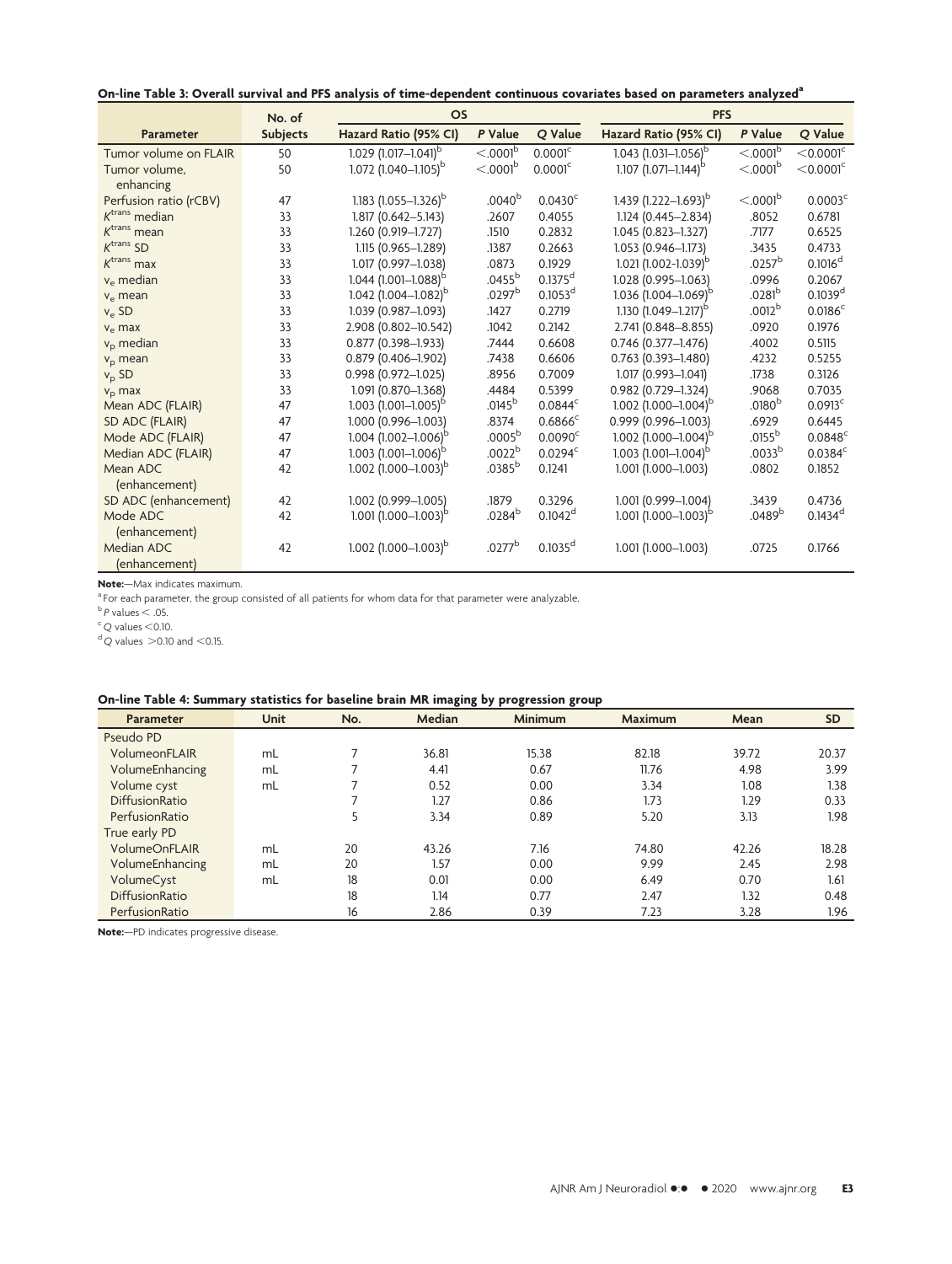**On-line Table 3: Overall survival and PFS analysis of time-dependent continuous covariates based on parameters analyzed[a]**

| Parameter | No. of Subjects | OS | | | PFS | | |
|---|---|---|---|---|---|---|---|
| | | Hazard Ratio (95% CI) | *P* Value | *Q* Value | Hazard Ratio (95% CI) | *P* Value | *Q* Value |
| Tumor volume on FLAIR | 50 | 1.029 (1.017–1.041)[b] | <.0001[b] | 0.0001[c] | 1.043 (1.031–1.056)[b] | <.0001[b] | <0.0001[c] |
| Tumor volume, enhancing | 50 | 1.072 (1.040–1.105)[b] | <.0001[b] | 0.0001[c] | 1.107 (1.071–1.144)[b] | <.0001[b] | <0.0001[c] |
| Perfusion ratio (rCBV) | 47 | 1.183 (1.055–1.326)[b] | .0040[b] | 0.0430[c] | 1.439 (1.222–1.693)[b] | <.0001[b] | 0.0003[c] |
| $K^{trans}$ median | 33 | 1.817 (0.642–5.143) | .2607 | 0.4055 | 1.124 (0.445–2.834) | .8052 | 0.6781 |
| $K^{trans}$ mean | 33 | 1.260 (0.919–1.727) | .1510 | 0.2832 | 1.045 (0.823–1.327) | .7177 | 0.6525 |
| $K^{trans}$ SD | 33 | 1.115 (0.965–1.289) | .1387 | 0.2663 | 1.053 (0.946–1.173) | .3435 | 0.4733 |
| $K^{trans}$ max | 33 | 1.017 (0.997–1.038) | .0873 | 0.1929 | 1.021 (1.002-1.039)[b] | .0257[b] | 0.1016[d] |
| $v_e$ median | 33 | 1.044 (1.001–1.088)[b] | .0455[b] | 0.1375[d] | 1.028 (0.995–1.063) | .0996 | 0.2067 |
| $v_e$ mean | 33 | 1.042 (1.004–1.082)[b] | .0297[b] | 0.1053[d] | 1.036 (1.004–1.069)[b] | .0281[b] | 0.1039[d] |
| $v_e$ SD | 33 | 1.039 (0.987–1.093) | .1427 | 0.2719 | 1.130 (1.049–1.217)[b] | .0012[b] | 0.0186[c] |
| $v_e$ max | 33 | 2.908 (0.802–10.542) | .1042 | 0.2142 | 2.741 (0.848–8.855) | .0920 | 0.1976 |
| $v_p$ median | 33 | 0.877 (0.398–1.933) | .7444 | 0.6608 | 0.746 (0.377–1.476) | .4002 | 0.5115 |
| $v_p$ mean | 33 | 0.879 (0.406–1.902) | .7438 | 0.6606 | 0.763 (0.393–1.480) | .4232 | 0.5255 |
| $v_p$ SD | 33 | 0.998 (0.972–1.025) | .8956 | 0.7009 | 1.017 (0.993–1.041) | .1738 | 0.3126 |
| $v_p$ max | 33 | 1.091 (0.870–1.368) | .4484 | 0.5399 | 0.982 (0.729–1.324) | .9068 | 0.7035 |
| Mean ADC (FLAIR) | 47 | 1.003 (1.001–1.005)[b] | .0145[b] | 0.0844[c] | 1.002 (1.000–1.004)[b] | .0180[b] | 0.0913[c] |
| SD ADC (FLAIR) | 47 | 1.000 (0.996–1.003) | .8374 | 0.6866[c] | 0.999 (0.996–1.003) | .6929 | 0.6445 |
| Mode ADC (FLAIR) | 47 | 1.004 (1.002–1.006)[b] | .0005[b] | 0.0090[c] | 1.002 (1.000–1.004)[b] | .0155[b] | 0.0848[c] |
| Median ADC (FLAIR) | 47 | 1.003 (1.001–1.006)[b] | .0022[b] | 0.0294[c] | 1.003 (1.001–1.004)[b] | .0033[b] | 0.0384[c] |
| Mean ADC (enhancement) | 42 | 1.002 (1.000–1.003)[b] | .0385[b] | 0.1241 | 1.001 (1.000–1.003) | .0802 | 0.1852 |
| SD ADC (enhancement) | 42 | 1.002 (0.999–1.005) | .1879 | 0.3296 | 1.001 (0.999–1.004) | .3439 | 0.4736 |
| Mode ADC (enhancement) | 42 | 1.001 (1.000–1.003)[b] | .0284[b] | 0.1042[d] | 1.001 (1.000–1.003)[b] | .0489[b] | 0.1434[d] |
| Median ADC (enhancement) | 42 | 1.002 (1.000–1.003)[b] | .0277[b] | 0.1035[d] | 1.001 (1.000–1.003) | .0725 | 0.1766 |

**Note:**—Max indicates maximum.

[a] For each parameter, the group consisted of all patients for whom data for that parameter were analyzable.

[b] $P$ values < .05.

[c] $Q$ values <0.10.

[d] $Q$ values >0.10 and <0.15.

**On-line Table 4: Summary statistics for baseline brain MR imaging by progression group**

| Parameter | Unit | No. | Median | Minimum | Maximum | Mean | SD |
|---|---|---|---|---|---|---|---|
| Pseudo PD | | | | | | | |
| VolumeonFLAIR | mL | 7 | 36.81 | 15.38 | 82.18 | 39.72 | 20.37 |
| VolumeEnhancing | mL | 7 | 4.41 | 0.67 | 11.76 | 4.98 | 3.99 |
| Volume cyst | mL | 7 | 0.52 | 0.00 | 3.34 | 1.08 | 1.38 |
| DiffusionRatio | | 7 | 1.27 | 0.86 | 1.73 | 1.29 | 0.33 |
| PerfusionRatio | | 5 | 3.34 | 0.89 | 5.20 | 3.13 | 1.98 |
| True early PD | | | | | | | |
| VolumeOnFLAIR | mL | 20 | 43.26 | 7.16 | 74.80 | 42.26 | 18.28 |
| VolumeEnhancing | mL | 20 | 1.57 | 0.00 | 9.99 | 2.45 | 2.98 |
| VolumeCyst | mL | 18 | 0.01 | 0.00 | 6.49 | 0.70 | 1.61 |
| DiffusionRatio | | 18 | 1.14 | 0.77 | 2.47 | 1.32 | 0.48 |
| PerfusionRatio | | 16 | 2.86 | 0.39 | 7.23 | 3.28 | 1.96 |

**Note:**—PD indicates progressive disease.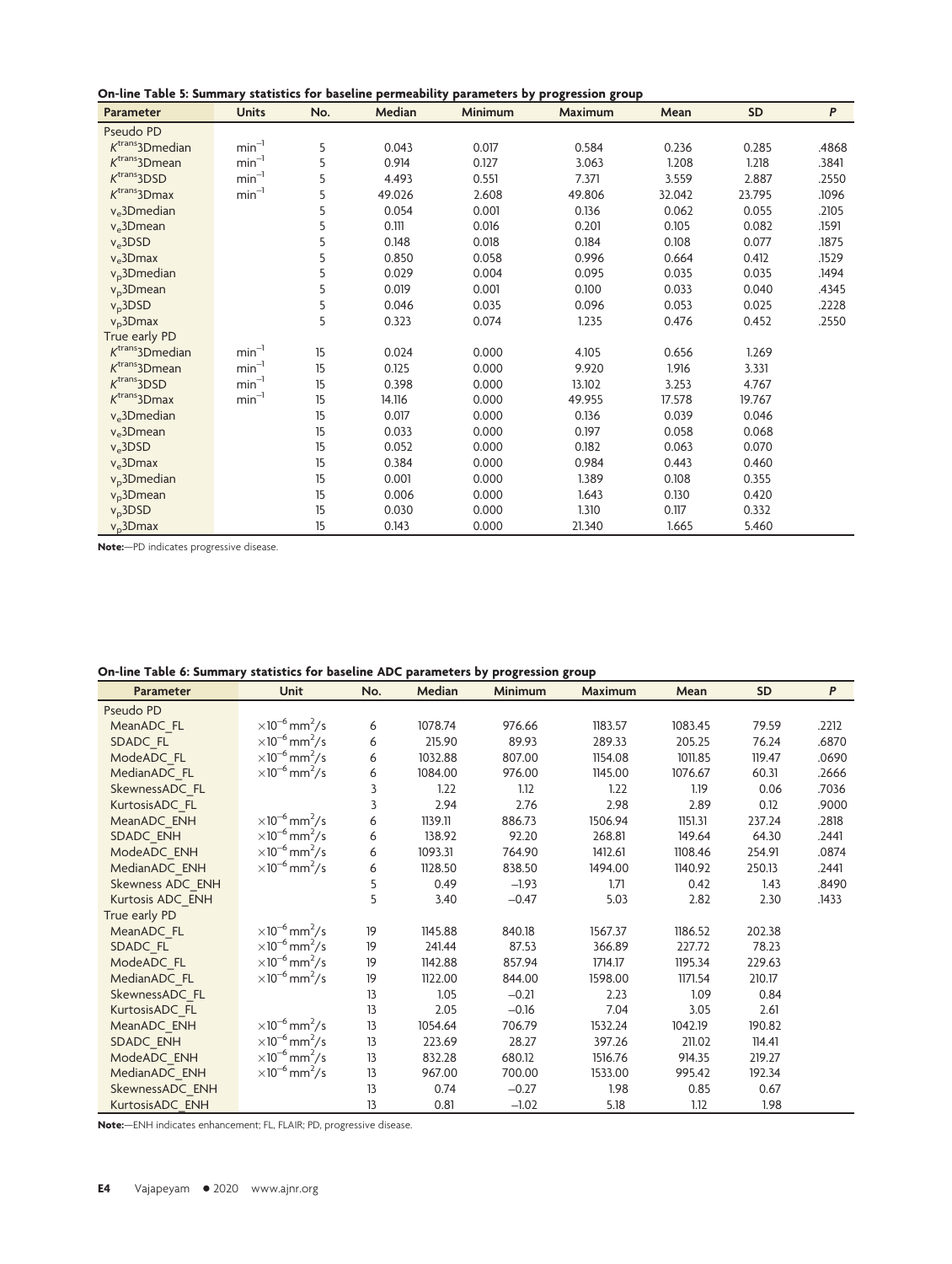**On-line Table 5: Summary statistics for baseline permeability parameters by progression group**

| Parameter | Units | No. | Median | Minimum | Maximum | Mean | SD | *P* |
|---|---|---|---|---|---|---|---|---|
| Pseudo PD | | | | | | | | |
| $K^{trans}$3Dmedian | $min^{-1}$ | 5 | 0.043 | 0.017 | 0.584 | 0.236 | 0.285 | .4868 |
| $K^{trans}$3Dmean | $min^{-1}$ | 5 | 0.914 | 0.127 | 3.063 | 1.208 | 1.218 | .3841 |
| $K^{trans}$3DSD | $min^{-1}$ | 5 | 4.493 | 0.551 | 7.371 | 3.559 | 2.887 | .2550 |
| $K^{trans}$3Dmax | $min^{-1}$ | 5 | 49.026 | 2.608 | 49.806 | 32.042 | 23.795 | .1096 |
| $v_e$3Dmedian | | 5 | 0.054 | 0.001 | 0.136 | 0.062 | 0.055 | .2105 |
| $v_e$3Dmean | | 5 | 0.111 | 0.016 | 0.201 | 0.105 | 0.082 | .1591 |
| $v_e$3DSD | | 5 | 0.148 | 0.018 | 0.184 | 0.108 | 0.077 | .1875 |
| $v_e$3Dmax | | 5 | 0.850 | 0.058 | 0.996 | 0.664 | 0.412 | .1529 |
| $v_p$3Dmedian | | 5 | 0.029 | 0.004 | 0.095 | 0.035 | 0.035 | .1494 |
| $v_p$3Dmean | | 5 | 0.019 | 0.001 | 0.100 | 0.033 | 0.040 | .4345 |
| $v_p$3DSD | | 5 | 0.046 | 0.035 | 0.096 | 0.053 | 0.025 | .2228 |
| $v_p$3Dmax | | 5 | 0.323 | 0.074 | 1.235 | 0.476 | 0.452 | .2550 |
| True early PD | | | | | | | | |
| $K^{trans}$3Dmedian | $min^{-1}$ | 15 | 0.024 | 0.000 | 4.105 | 0.656 | 1.269 | |
| $K^{trans}$3Dmean | $min^{-1}$ | 15 | 0.125 | 0.000 | 9.920 | 1.916 | 3.331 | |
| $K^{trans}$3DSD | $min^{-1}$ | 15 | 0.398 | 0.000 | 13.102 | 3.253 | 4.767 | |
| $K^{trans}$3Dmax | $min^{-1}$ | 15 | 14.116 | 0.000 | 49.955 | 17.578 | 19.767 | |
| $v_e$3Dmedian | | 15 | 0.017 | 0.000 | 0.136 | 0.039 | 0.046 | |
| $v_e$3Dmean | | 15 | 0.033 | 0.000 | 0.197 | 0.058 | 0.068 | |
| $v_e$3DSD | | 15 | 0.052 | 0.000 | 0.182 | 0.063 | 0.070 | |
| $v_e$3Dmax | | 15 | 0.384 | 0.000 | 0.984 | 0.443 | 0.460 | |
| $v_p$3Dmedian | | 15 | 0.001 | 0.000 | 1.389 | 0.108 | 0.355 | |
| $v_p$3Dmean | | 15 | 0.006 | 0.000 | 1.643 | 0.130 | 0.420 | |
| $v_p$3DSD | | 15 | 0.030 | 0.000 | 1.310 | 0.117 | 0.332 | |
| $v_p$3Dmax | | 15 | 0.143 | 0.000 | 21.340 | 1.665 | 5.460 | |

**Note:**—PD indicates progressive disease.

**On-line Table 6: Summary statistics for baseline ADC parameters by progression group**

| Parameter | Unit | No. | Median | Minimum | Maximum | Mean | SD | *P* |
|---|---|---|---|---|---|---|---|---|
| Pseudo PD | | | | | | | | |
| MeanADC_FL | $\times 10^{-6}$ $mm^2/s$ | 6 | 1078.74 | 976.66 | 1183.57 | 1083.45 | 79.59 | .2212 |
| SDADC_FL | $\times 10^{-6}$ $mm^2/s$ | 6 | 215.90 | 89.93 | 289.33 | 205.25 | 76.24 | .6870 |
| ModeADC_FL | $\times 10^{-6}$ $mm^2/s$ | 6 | 1032.88 | 807.00 | 1154.08 | 1011.85 | 119.47 | .0690 |
| MedianADC_FL | $\times 10^{-6}$ $mm^2/s$ | 6 | 1084.00 | 976.00 | 1145.00 | 1076.67 | 60.31 | .2666 |
| SkewnessADC_FL | | 3 | 1.22 | 1.12 | 1.22 | 1.19 | 0.06 | .7036 |
| KurtosisADC_FL | | 3 | 2.94 | 2.76 | 2.98 | 2.89 | 0.12 | .9000 |
| MeanADC_ENH | $\times 10^{-6}$ $mm^2/s$ | 6 | 1139.11 | 886.73 | 1506.94 | 1151.31 | 237.24 | .2818 |
| SDADC_ENH | $\times 10^{-6}$ $mm^2/s$ | 6 | 138.92 | 92.20 | 268.81 | 149.64 | 64.30 | .2441 |
| ModeADC_ENH | $\times 10^{-6}$ $mm^2/s$ | 6 | 1093.31 | 764.90 | 1412.61 | 1108.46 | 254.91 | .0874 |
| MedianADC_ENH | $\times 10^{-6}$ $mm^2/s$ | 6 | 1128.50 | 838.50 | 1494.00 | 1140.92 | 250.13 | .2441 |
| Skewness ADC_ENH | | 5 | 0.49 | −1.93 | 1.71 | 0.42 | 1.43 | .8490 |
| Kurtosis ADC_ENH | | 5 | 3.40 | −0.47 | 5.03 | 2.82 | 2.30 | .1433 |
| True early PD | | | | | | | | |
| MeanADC_FL | $\times 10^{-6}$ $mm^2/s$ | 19 | 1145.88 | 840.18 | 1567.37 | 1186.52 | 202.38 | |
| SDADC_FL | $\times 10^{-6}$ $mm^2/s$ | 19 | 241.44 | 87.53 | 366.89 | 227.72 | 78.23 | |
| ModeADC_FL | $\times 10^{-6}$ $mm^2/s$ | 19 | 1142.88 | 857.94 | 1714.17 | 1195.34 | 229.63 | |
| MedianADC_FL | $\times 10^{-6}$ $mm^2/s$ | 19 | 1122.00 | 844.00 | 1598.00 | 1171.54 | 210.17 | |
| SkewnessADC_FL | | 13 | 1.05 | −0.21 | 2.23 | 1.09 | 0.84 | |
| KurtosisADC_FL | | 13 | 2.05 | −0.16 | 7.04 | 3.05 | 2.61 | |
| MeanADC_ENH | $\times 10^{-6}$ $mm^2/s$ | 13 | 1054.64 | 706.79 | 1532.24 | 1042.19 | 190.82 | |
| SDADC_ENH | $\times 10^{-6}$ $mm^2/s$ | 13 | 223.69 | 28.27 | 397.26 | 211.02 | 114.41 | |
| ModeADC_ENH | $\times 10^{-6}$ $mm^2/s$ | 13 | 832.28 | 680.12 | 1516.76 | 914.35 | 219.27 | |
| MedianADC_ENH | $\times 10^{-6}$ $mm^2/s$ | 13 | 967.00 | 700.00 | 1533.00 | 995.42 | 192.34 | |
| SkewnessADC_ENH | | 13 | 0.74 | −0.27 | 1.98 | 0.85 | 0.67 | |
| KurtosisADC_ENH | | 13 | 0.81 | −1.02 | 5.18 | 1.12 | 1.98 | |

**Note:**—ENH indicates enhancement; FL, FLAIR; PD, progressive disease.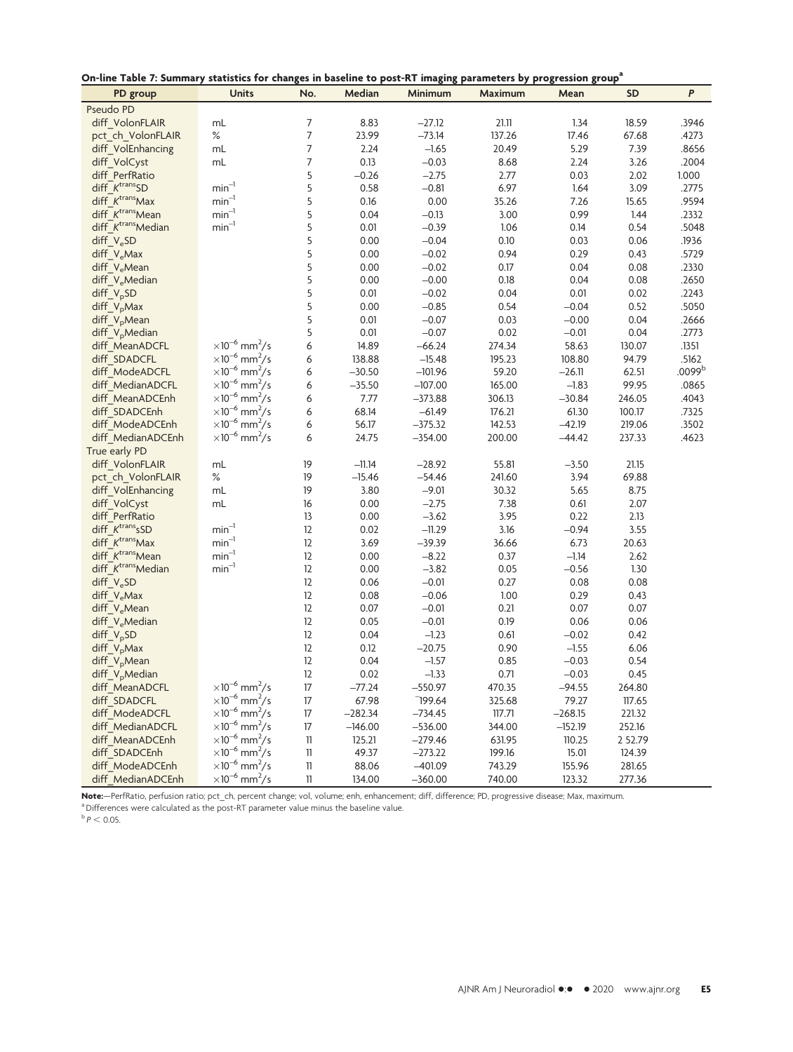**On-line Table 7: Summary statistics for changes in baseline to post-RT imaging parameters by progression group[a]**

| PD group | Units | No. | Median | Minimum | Maximum | Mean | SD | P |
|---|---|---|---|---|---|---|---|---|
| Pseudo PD | | | | | | | | |
| diff_VolonFLAIR | mL | 7 | 8.83 | −27.12 | 21.11 | 1.34 | 18.59 | .3946 |
| pct_ch_VolonFLAIR | % | 7 | 23.99 | −73.14 | 137.26 | 17.46 | 67.68 | .4273 |
| diff_VolEnhancing | mL | 7 | 2.24 | −1.65 | 20.49 | 5.29 | 7.39 | .8656 |
| diff_VolCyst | mL | 7 | 0.13 | −0.03 | 8.68 | 2.24 | 3.26 | .2004 |
| diff_PerfRatio | | 5 | −0.26 | −2.75 | 2.77 | 0.03 | 2.02 | 1.000 |
| diff_$K^{trans}$SD | $min^{-1}$ | 5 | 0.58 | −0.81 | 6.97 | 1.64 | 3.09 | .2775 |
| diff_$K^{trans}$Max | $min^{-1}$ | 5 | 0.16 | 0.00 | 35.26 | 7.26 | 15.65 | .9594 |
| diff_$K^{trans}$Mean | $min^{-1}$ | 5 | 0.04 | −0.13 | 3.00 | 0.99 | 1.44 | .2332 |
| diff_$K^{trans}$Median | $min^{-1}$ | 5 | 0.01 | −0.39 | 1.06 | 0.14 | 0.54 | .5048 |
| diff_$V_e$SD | | 5 | 0.00 | −0.04 | 0.10 | 0.03 | 0.06 | .1936 |
| diff_$V_e$Max | | 5 | 0.00 | −0.02 | 0.94 | 0.29 | 0.43 | .5729 |
| diff_$V_e$Mean | | 5 | 0.00 | −0.02 | 0.17 | 0.04 | 0.08 | .2330 |
| diff_$V_e$Median | | 5 | 0.00 | −0.00 | 0.18 | 0.04 | 0.08 | .2650 |
| diff_$V_p$SD | | 5 | 0.01 | −0.02 | 0.04 | 0.01 | 0.02 | .2243 |
| diff_$V_p$Max | | 5 | 0.00 | −0.85 | 0.54 | −0.04 | 0.52 | .5050 |
| diff_$V_p$Mean | | 5 | 0.01 | −0.07 | 0.03 | −0.00 | 0.04 | .2666 |
| diff_$V_p$Median | | 5 | 0.01 | −0.07 | 0.02 | −0.01 | 0.04 | .2773 |
| diff_MeanADCFL | $\times10^{-6}$ $mm^2/s$ | 6 | 14.89 | −66.24 | 274.34 | 58.63 | 130.07 | .1351 |
| diff_SDADCFL | $\times10^{-6}$ $mm^2/s$ | 6 | 138.88 | −15.48 | 195.23 | 108.80 | 94.79 | .5162 |
| diff_ModeADCFL | $\times10^{-6}$ $mm^2/s$ | 6 | −30.50 | −101.96 | 59.20 | −26.11 | 62.51 | .0099[b] |
| diff_MedianADCFL | $\times10^{-6}$ $mm^2/s$ | 6 | −35.50 | −107.00 | 165.00 | −1.83 | 99.95 | .0865 |
| diff_MeanADCEnh | $\times10^{-6}$ $mm^2/s$ | 6 | 7.77 | −373.88 | 306.13 | −30.84 | 246.05 | .4043 |
| diff_SDADCEnh | $\times10^{-6}$ $mm^2/s$ | 6 | 68.14 | −61.49 | 176.21 | 61.30 | 100.17 | .7325 |
| diff_ModeADCEnh | $\times10^{-6}$ $mm^2/s$ | 6 | 56.17 | −375.32 | 142.53 | −42.19 | 219.06 | .3502 |
| diff_MedianADCEnh | $\times10^{-6}$ $mm^2/s$ | 6 | 24.75 | −354.00 | 200.00 | −44.42 | 237.33 | .4623 |
| True early PD | | | | | | | | |
| diff_VolonFLAIR | mL | 19 | −11.14 | −28.92 | 55.81 | −3.50 | 21.15 | |
| pct_ch_VolonFLAIR | % | 19 | −15.46 | −54.46 | 241.60 | 3.94 | 69.88 | |
| diff_VolEnhancing | mL | 19 | 3.80 | −9.01 | 30.32 | 5.65 | 8.75 | |
| diff_VolCyst | mL | 16 | 0.00 | −2.75 | 7.38 | 0.61 | 2.07 | |
| diff_PerfRatio | | 13 | 0.00 | −3.62 | 3.95 | 0.22 | 2.13 | |
| diff_$K^{trans}$sSD | $min^{-1}$ | 12 | 0.02 | −11.29 | 3.16 | −0.94 | 3.55 | |
| diff_$K^{trans}$Max | $min^{-1}$ | 12 | 3.69 | −39.39 | 36.66 | 6.73 | 20.63 | |
| diff_$K^{trans}$Mean | $min^{-1}$ | 12 | 0.00 | −8.22 | 0.37 | −1.14 | 2.62 | |
| diff_$K^{trans}$Median | $min^{-1}$ | 12 | 0.00 | −3.82 | 0.05 | −0.56 | 1.30 | |
| diff_$V_e$SD | | 12 | 0.06 | −0.01 | 0.27 | 0.08 | 0.08 | |
| diff_$V_e$Max | | 12 | 0.08 | −0.06 | 1.00 | 0.29 | 0.43 | |
| diff_$V_e$Mean | | 12 | 0.07 | −0.01 | 0.21 | 0.07 | 0.07 | |
| diff_$V_e$Median | | 12 | 0.05 | −0.01 | 0.19 | 0.06 | 0.06 | |
| diff_$V_p$SD | | 12 | 0.04 | −1.23 | 0.61 | −0.02 | 0.42 | |
| diff_$V_p$Max | | 12 | 0.12 | −20.75 | 0.90 | −1.55 | 6.06 | |
| diff_$V_p$Mean | | 12 | 0.04 | −1.57 | 0.85 | −0.03 | 0.54 | |
| diff_$V_p$Median | | 12 | 0.02 | −1.33 | 0.71 | −0.03 | 0.45 | |
| diff_MeanADCFL | $\times10^{-6}$ $mm^2/s$ | 17 | −77.24 | −550.97 | 470.35 | −94.55 | 264.80 | |
| diff_SDADCFL | $\times10^{-6}$ $mm^2/s$ | 17 | 67.98 | −199.64 | 325.68 | 79.27 | 117.65 | |
| diff_ModeADCFL | $\times10^{-6}$ $mm^2/s$ | 17 | −282.34 | −734.45 | 117.71 | −268.15 | 221.32 | |
| diff_MedianADCFL | $\times10^{-6}$ $mm^2/s$ | 17 | −146.00 | −536.00 | 344.00 | −152.19 | 252.16 | |
| diff_MeanADCEnh | $\times10^{-6}$ $mm^2/s$ | 11 | 125.21 | −279.46 | 631.95 | 110.25 | 2 52.79 | |
| diff_SDADCEnh | $\times10^{-6}$ $mm^2/s$ | 11 | 49.37 | −273.22 | 199.16 | 15.01 | 124.39 | |
| diff_ModeADCEnh | $\times10^{-6}$ $mm^2/s$ | 11 | 88.06 | −401.09 | 743.29 | 155.96 | 281.65 | |
| diff_MedianADCEnh | $\times10^{-6}$ $mm^2/s$ | 11 | 134.00 | −360.00 | 740.00 | 123.32 | 277.36 | |

**Note:**—PerfRatio, perfusion ratio; pct_ch, percent change; vol, volume; enh, enhancement; diff, difference; PD, progressive disease; Max, maximum.

[a] Differences were calculated as the post-RT parameter value minus the baseline value.

[b] $P < 0.05$.